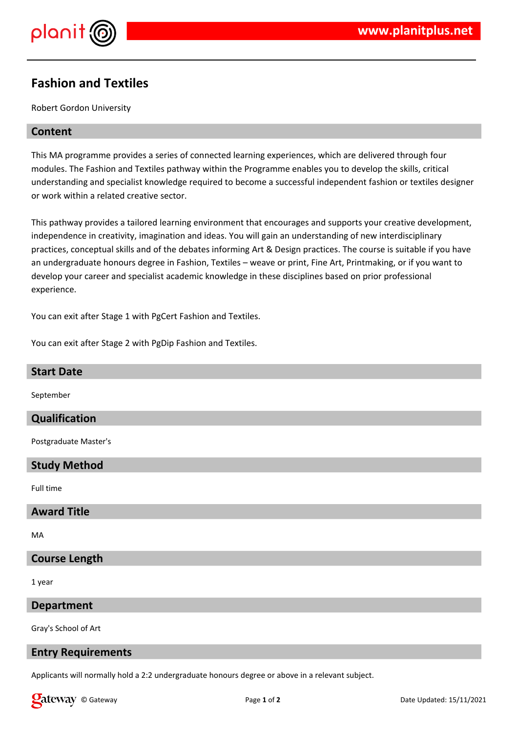# Fashion and Textiles

Robert Gordon University

## Content

This MA programme provides a series of connected learning experiences, which are delivered through four modules. The Fashion and Textiles pathway within the Programme enables you to develop the skills, critical understanding and specialist knowledge required to become a successful independent fashion or textiles designer or work within a related creative sector.

This pathway provides a tailored learning environment that encourages and supports your creative development, independence in creativity, imagination and ideas. You will gain an understanding of new interdisciplinary practices, conceptual skills and of the debates informing Art & Design practices. The course is suitable if you have an undergraduate honours degree in Fashion, Textiles – weave or print, Fine Art, Printmaking, or if you want to develop your career and specialist academic knowledge in these disciplines based on prior professional experience.

You can exit after Stage 1 with PgCert Fashion and Textiles.

You can exit after Stage 2 with PgDip Fashion and Textiles.

## Start Date

September

## Qualification

Postgraduate Master's

## Study Method

Full time

## Award Title

MA

## Course Length

1 year

## Department

Gray's School of Art

## Entry Requirements

Applicants will normally hold a 2:2 undergraduate honours degree or above in a relevant subject.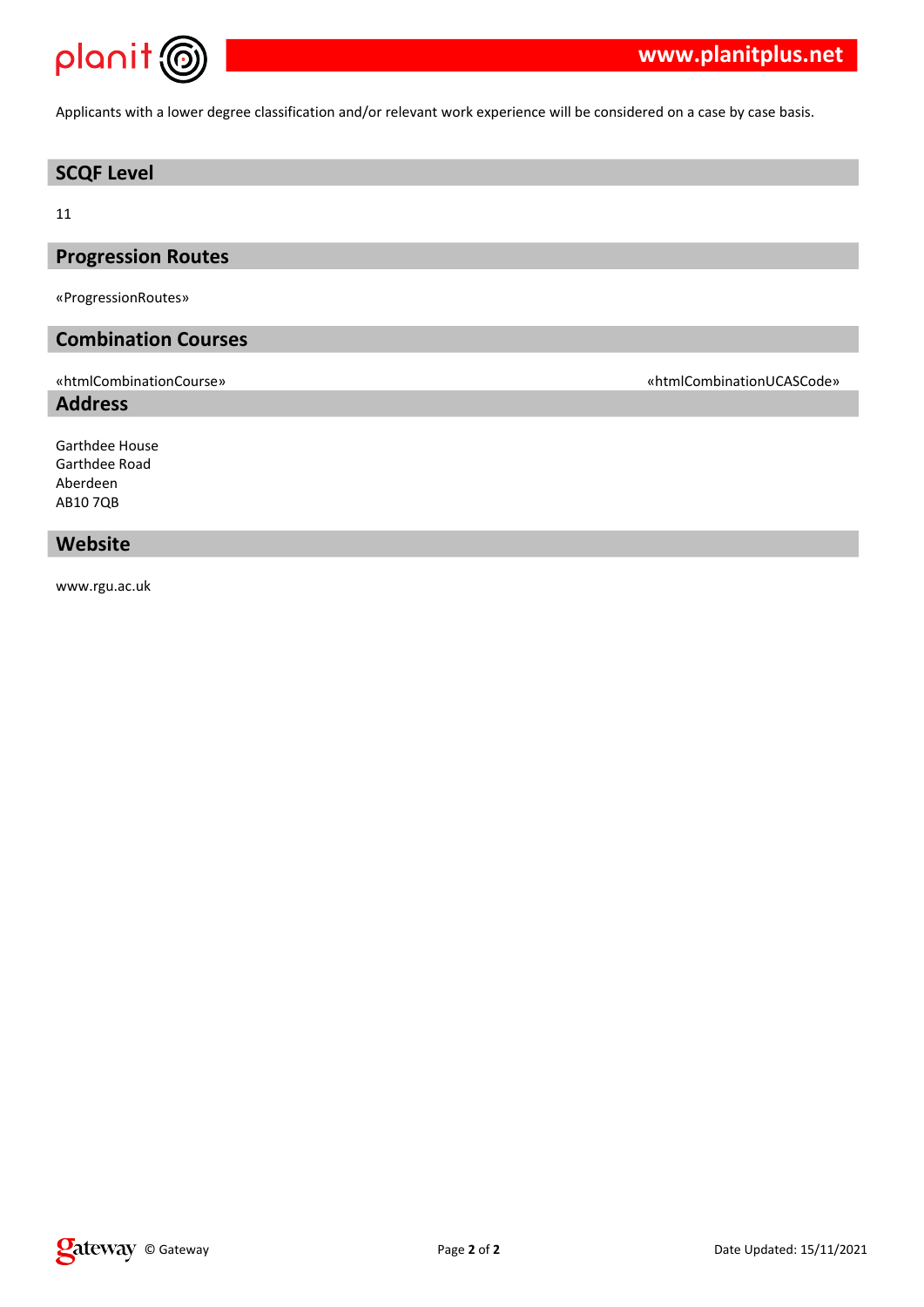Applicants with a lower degree classification and/or relevant work experience will be considered on a case by case basis.

## SCQF Level

11

## Progression Routes

«ProgressionRoutes»

## Combination Courses

«htmlCombinationCourse» «htmlCombinationUCASCode»

## Address

Garthdee House
Garthdee Road
Aberdeen
AB10 7QB

## Website

www.rgu.ac.uk